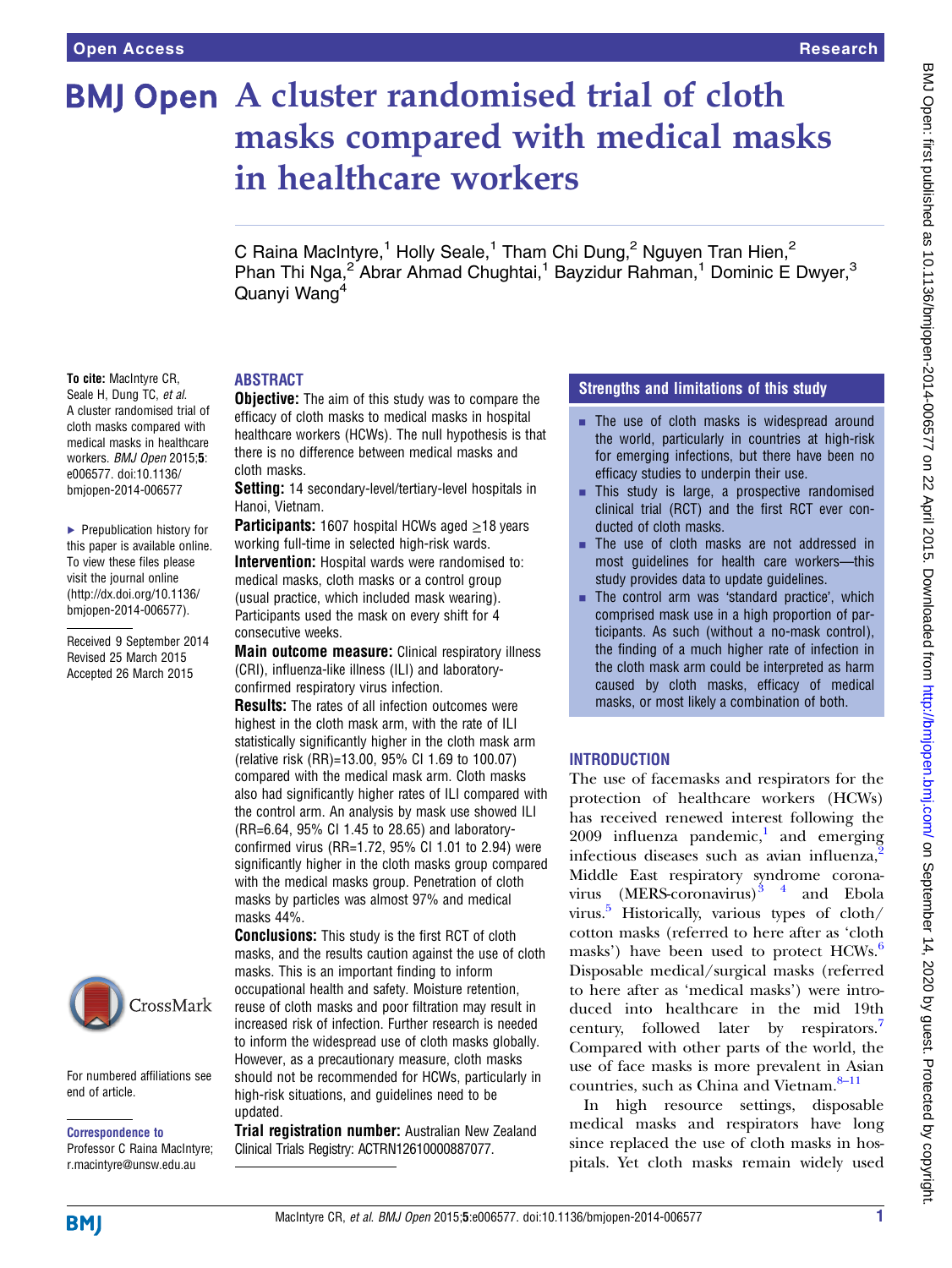# A cluster randomised trial of cloth masks compared with medical masks in healthcare workers

C Raina MacIntyre,[1] Holly Seale,[1] Tham Chi Dung,[2] Nguyen Tran Hien,[2] Phan Thi Nga,[2] Abrar Ahmad Chughtai,[1] Bayzidur Rahman,[1] Dominic E Dwyer,[3] Quanyi Wang[4]

**To cite:** MacIntyre CR, Seale H, Dung TC, *et al.* A cluster randomised trial of cloth masks compared with medical masks in healthcare workers. *BMJ Open* 2015;**5**: e006577. doi:10.1136/bmjopen-2014-006577

▶ Prepublication history for this paper is available online. To view these files please visit the journal online (http://dx.doi.org/10.1136/bmjopen-2014-006577).

Received 9 September 2014
Revised 25 March 2015
Accepted 26 March 2015

For numbered affiliations see end of article.

**Correspondence to**
Professor C Raina MacIntyre; r.macintyre@unsw.edu.au

## ABSTRACT

**Objective:** The aim of this study was to compare the efficacy of cloth masks to medical masks in hospital healthcare workers (HCWs). The null hypothesis is that there is no difference between medical masks and cloth masks.

**Setting:** 14 secondary-level/tertiary-level hospitals in Hanoi, Vietnam.

**Participants:** 1607 hospital HCWs aged ≥18 years working full-time in selected high-risk wards.

**Intervention:** Hospital wards were randomised to: medical masks, cloth masks or a control group (usual practice, which included mask wearing). Participants used the mask on every shift for 4 consecutive weeks.

**Main outcome measure:** Clinical respiratory illness (CRI), influenza-like illness (ILI) and laboratory-confirmed respiratory virus infection.

**Results:** The rates of all infection outcomes were highest in the cloth mask arm, with the rate of ILI statistically significantly higher in the cloth mask arm (relative risk (RR)=13.00, 95% CI 1.69 to 100.07) compared with the medical mask arm. Cloth masks also had significantly higher rates of ILI compared with the control arm. An analysis by mask use showed ILI (RR=6.64, 95% CI 1.45 to 28.65) and laboratory-confirmed virus (RR=1.72, 95% CI 1.01 to 2.94) were significantly higher in the cloth masks group compared with the medical masks group. Penetration of cloth masks by particles was almost 97% and medical masks 44%.

**Conclusions:** This study is the first RCT of cloth masks, and the results caution against the use of cloth masks. This is an important finding to inform occupational health and safety. Moisture retention, reuse of cloth masks and poor filtration may result in increased risk of infection. Further research is needed to inform the widespread use of cloth masks globally. However, as a precautionary measure, cloth masks should not be recommended for HCWs, particularly in high-risk situations, and guidelines need to be updated.

**Trial registration number:** Australian New Zealand Clinical Trials Registry: ACTRN12610000887077.

## Strengths and limitations of this study

- The use of cloth masks is widespread around the world, particularly in countries at high-risk for emerging infections, but there have been no efficacy studies to underpin their use.
- This study is large, a prospective randomised clinical trial (RCT) and the first RCT ever conducted of cloth masks.
- The use of cloth masks are not addressed in most guidelines for health care workers—this study provides data to update guidelines.
- The control arm was 'standard practice', which comprised mask use in a high proportion of participants. As such (without a no-mask control), the finding of a much higher rate of infection in the cloth mask arm could be interpreted as harm caused by cloth masks, efficacy of medical masks, or most likely a combination of both.

## INTRODUCTION

The use of facemasks and respirators for the protection of healthcare workers (HCWs) has received renewed interest following the 2009 influenza pandemic,[1] and emerging infectious diseases such as avian influenza,[2] Middle East respiratory syndrome coronavirus (MERS-coronavirus)[3 4] and Ebola virus.[5] Historically, various types of cloth/cotton masks (referred to here after as 'cloth masks') have been used to protect HCWs.[6] Disposable medical/surgical masks (referred to here after as 'medical masks') were introduced into healthcare in the mid 19th century, followed later by respirators.[7] Compared with other parts of the world, the use of face masks is more prevalent in Asian countries, such as China and Vietnam.[8–11]

In high resource settings, disposable medical masks and respirators have long since replaced the use of cloth masks in hospitals. Yet cloth masks remain widely used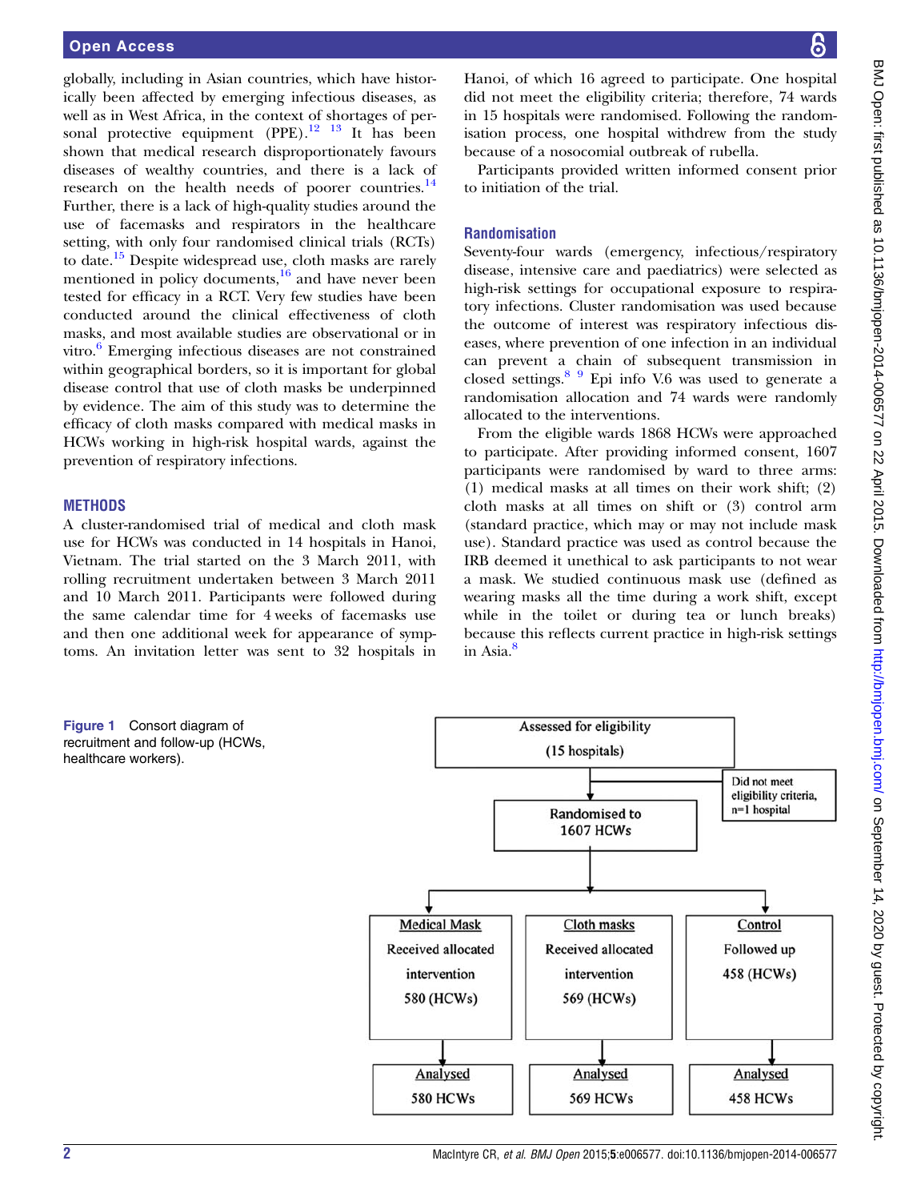globally, including in Asian countries, which have historically been affected by emerging infectious diseases, as well as in West Africa, in the context of shortages of personal protective equipment (PPE).[12 13] It has been shown that medical research disproportionately favours diseases of wealthy countries, and there is a lack of research on the health needs of poorer countries.[14] Further, there is a lack of high-quality studies around the use of facemasks and respirators in the healthcare setting, with only four randomised clinical trials (RCTs) to date.[15] Despite widespread use, cloth masks are rarely mentioned in policy documents,[16] and have never been tested for efficacy in a RCT. Very few studies have been conducted around the clinical effectiveness of cloth masks, and most available studies are observational or in vitro.[6] Emerging infectious diseases are not constrained within geographical borders, so it is important for global disease control that use of cloth masks be underpinned by evidence. The aim of this study was to determine the efficacy of cloth masks compared with medical masks in HCWs working in high-risk hospital wards, against the prevention of respiratory infections.

## METHODS

A cluster-randomised trial of medical and cloth mask use for HCWs was conducted in 14 hospitals in Hanoi, Vietnam. The trial started on the 3 March 2011, with rolling recruitment undertaken between 3 March 2011 and 10 March 2011. Participants were followed during the same calendar time for 4 weeks of facemasks use and then one additional week for appearance of symptoms. An invitation letter was sent to 32 hospitals in Hanoi, of which 16 agreed to participate. One hospital did not meet the eligibility criteria; therefore, 74 wards in 15 hospitals were randomised. Following the randomisation process, one hospital withdrew from the study because of a nosocomial outbreak of rubella.

Participants provided written informed consent prior to initiation of the trial.

### Randomisation

Seventy-four wards (emergency, infectious/respiratory disease, intensive care and paediatrics) were selected as high-risk settings for occupational exposure to respiratory infections. Cluster randomisation was used because the outcome of interest was respiratory infectious diseases, where prevention of one infection in an individual can prevent a chain of subsequent transmission in closed settings.[8 9] Epi info V.6 was used to generate a randomisation allocation and 74 wards were randomly allocated to the interventions.

From the eligible wards 1868 HCWs were approached to participate. After providing informed consent, 1607 participants were randomised by ward to three arms: (1) medical masks at all times on their work shift; (2) cloth masks at all times on shift or (3) control arm (standard practice, which may or may not include mask use). Standard practice was used as control because the IRB deemed it unethical to ask participants to not wear a mask. We studied continuous mask use (defined as wearing masks all the time during a work shift, except while in the toilet or during tea or lunch breaks) because this reflects current practice in high-risk settings in Asia.[8]

Assessed for eligibility (15 hospitals)
→ Did not meet eligibility criteria, n=1 hospital
→ Randomised to 1607 HCWs

| Medical Mask | Cloth masks | Control |
|---|---|---|
| Received allocated intervention 580 (HCWs) | Received allocated intervention 569 (HCWs) | Followed up 458 (HCWs) |
| Analysed 580 HCWs | Analysed 569 HCWs | Analysed 458 HCWs |

**Figure 1** Consort diagram of recruitment and follow-up (HCWs, healthcare workers).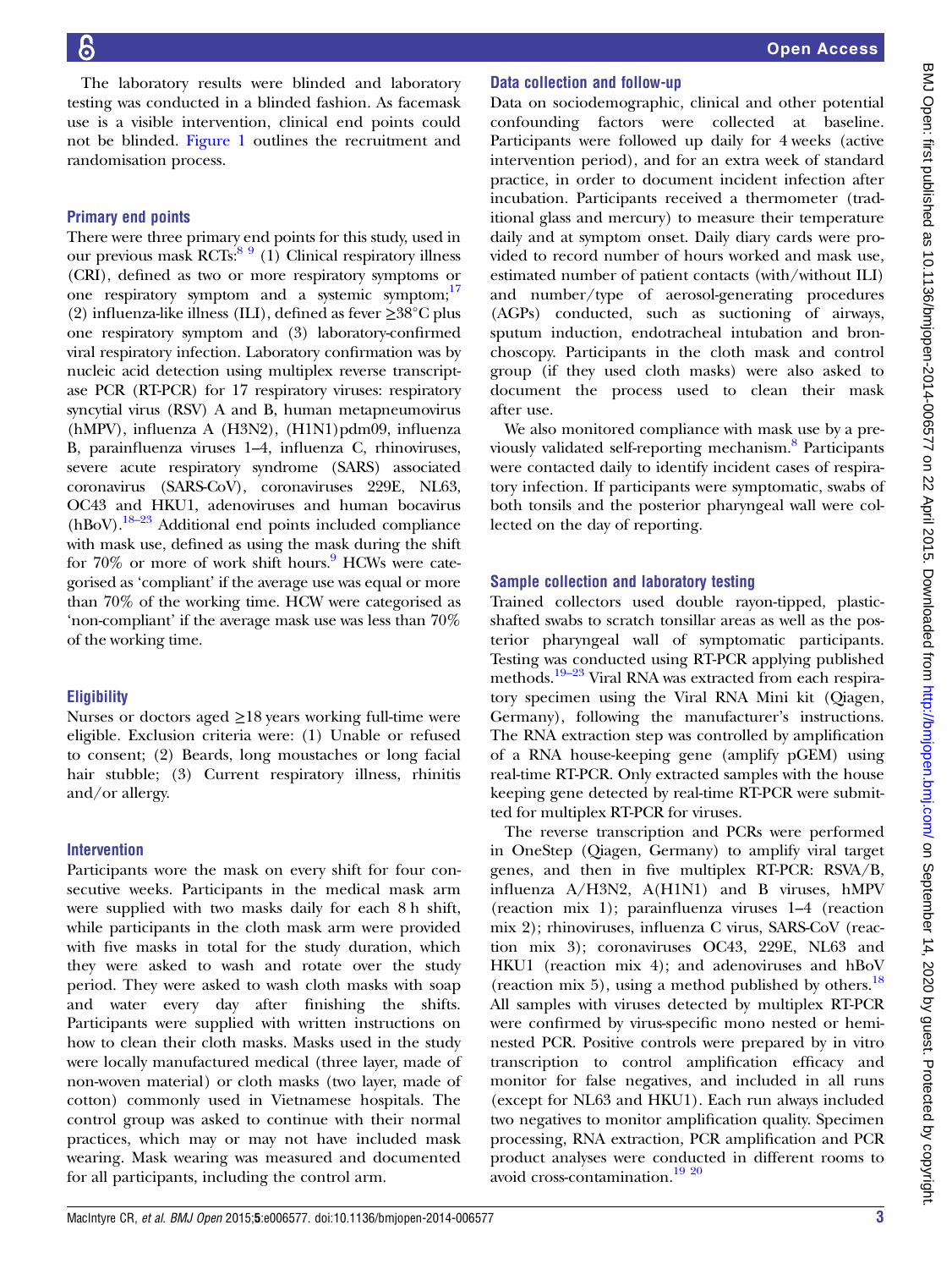The laboratory results were blinded and laboratory testing was conducted in a blinded fashion. As facemask use is a visible intervention, clinical end points could not be blinded. Figure 1 outlines the recruitment and randomisation process.

### Primary end points

There were three primary end points for this study, used in our previous mask RCTs:[8 9] (1) Clinical respiratory illness (CRI), defined as two or more respiratory symptoms or one respiratory symptom and a systemic symptom;[17] (2) influenza-like illness (ILI), defined as fever ≥38°C plus one respiratory symptom and (3) laboratory-confirmed viral respiratory infection. Laboratory confirmation was by nucleic acid detection using multiplex reverse transcriptase PCR (RT-PCR) for 17 respiratory viruses: respiratory syncytial virus (RSV) A and B, human metapneumovirus (hMPV), influenza A (H3N2), (H1N1)pdm09, influenza B, parainfluenza viruses 1–4, influenza C, rhinoviruses, severe acute respiratory syndrome (SARS) associated coronavirus (SARS-CoV), coronaviruses 229E, NL63, OC43 and HKU1, adenoviruses and human bocavirus (hBoV).[18–23] Additional end points included compliance with mask use, defined as using the mask during the shift for 70% or more of work shift hours.[9] HCWs were categorised as 'compliant' if the average use was equal or more than 70% of the working time. HCW were categorised as 'non-compliant' if the average mask use was less than 70% of the working time.

### Eligibility

Nurses or doctors aged ≥18 years working full-time were eligible. Exclusion criteria were: (1) Unable or refused to consent; (2) Beards, long moustaches or long facial hair stubble; (3) Current respiratory illness, rhinitis and/or allergy.

### Intervention

Participants wore the mask on every shift for four consecutive weeks. Participants in the medical mask arm were supplied with two masks daily for each 8 h shift, while participants in the cloth mask arm were provided with five masks in total for the study duration, which they were asked to wash and rotate over the study period. They were asked to wash cloth masks with soap and water every day after finishing the shifts. Participants were supplied with written instructions on how to clean their cloth masks. Masks used in the study were locally manufactured medical (three layer, made of non-woven material) or cloth masks (two layer, made of cotton) commonly used in Vietnamese hospitals. The control group was asked to continue with their normal practices, which may or may not have included mask wearing. Mask wearing was measured and documented for all participants, including the control arm.

### Data collection and follow-up

Data on sociodemographic, clinical and other potential confounding factors were collected at baseline. Participants were followed up daily for 4 weeks (active intervention period), and for an extra week of standard practice, in order to document incident infection after incubation. Participants received a thermometer (traditional glass and mercury) to measure their temperature daily and at symptom onset. Daily diary cards were provided to record number of hours worked and mask use, estimated number of patient contacts (with/without ILI) and number/type of aerosol-generating procedures (AGPs) conducted, such as suctioning of airways, sputum induction, endotracheal intubation and bronchoscopy. Participants in the cloth mask and control group (if they used cloth masks) were also asked to document the process used to clean their mask after use.

We also monitored compliance with mask use by a previously validated self-reporting mechanism.[8] Participants were contacted daily to identify incident cases of respiratory infection. If participants were symptomatic, swabs of both tonsils and the posterior pharyngeal wall were collected on the day of reporting.

### Sample collection and laboratory testing

Trained collectors used double rayon-tipped, plastic-shafted swabs to scratch tonsillar areas as well as the posterior pharyngeal wall of symptomatic participants. Testing was conducted using RT-PCR applying published methods.[19–23] Viral RNA was extracted from each respiratory specimen using the Viral RNA Mini kit (Qiagen, Germany), following the manufacturer's instructions. The RNA extraction step was controlled by amplification of a RNA house-keeping gene (amplify pGEM) using real-time RT-PCR. Only extracted samples with the house keeping gene detected by real-time RT-PCR were submitted for multiplex RT-PCR for viruses.

The reverse transcription and PCRs were performed in OneStep (Qiagen, Germany) to amplify viral target genes, and then in five multiplex RT-PCR: RSVA/B, influenza A/H3N2, A(H1N1) and B viruses, hMPV (reaction mix 1); parainfluenza viruses 1–4 (reaction mix 2); rhinoviruses, influenza C virus, SARS-CoV (reaction mix 3); coronaviruses OC43, 229E, NL63 and HKU1 (reaction mix 4); and adenoviruses and hBoV (reaction mix 5), using a method published by others.[18] All samples with viruses detected by multiplex RT-PCR were confirmed by virus-specific mono nested or hemi-nested PCR. Positive controls were prepared by in vitro transcription to control amplification efficacy and monitor for false negatives, and included in all runs (except for NL63 and HKU1). Each run always included two negatives to monitor amplification quality. Specimen processing, RNA extraction, PCR amplification and PCR product analyses were conducted in different rooms to avoid cross-contamination.[19 20]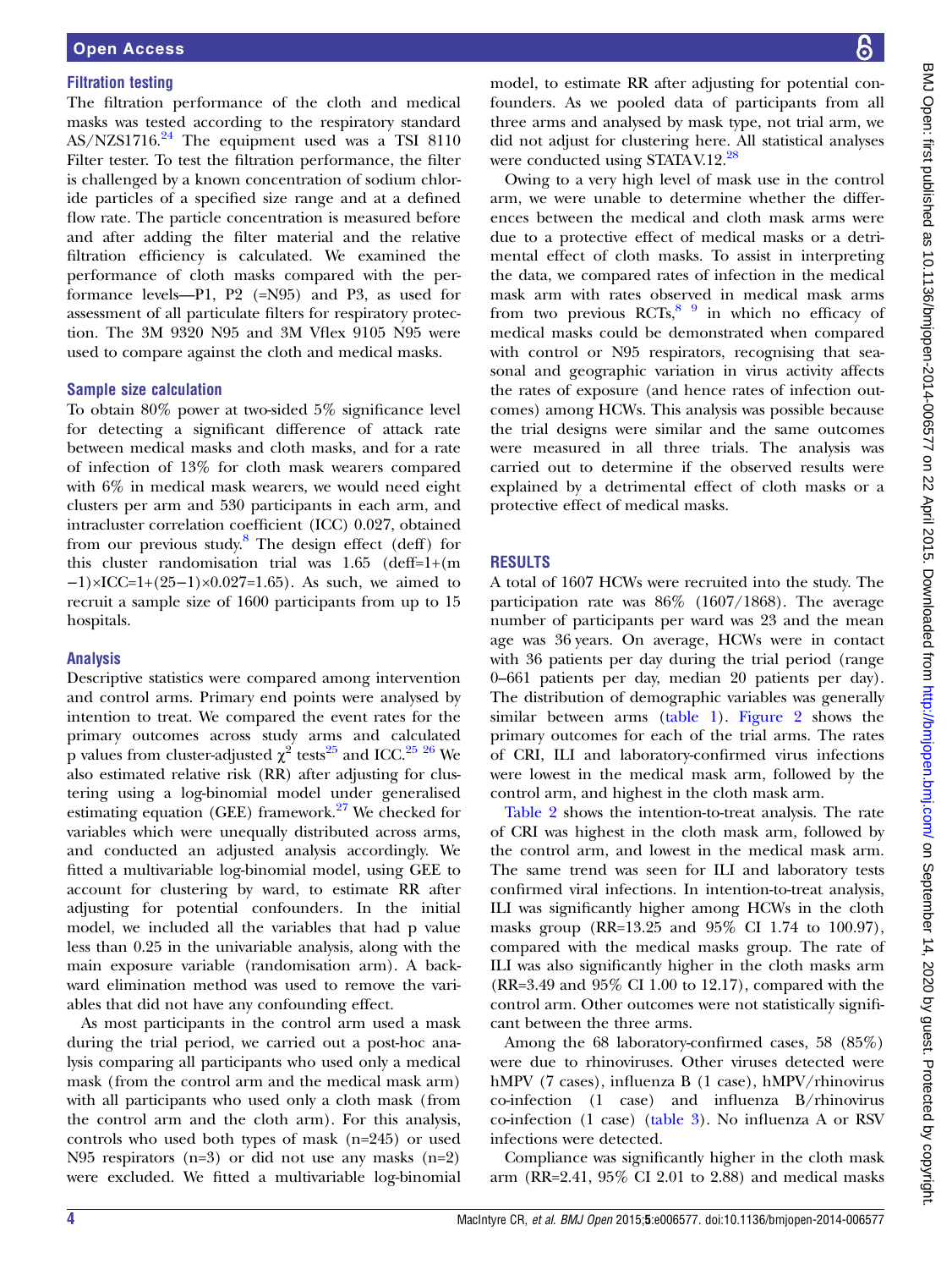### Filtration testing

The filtration performance of the cloth and medical masks was tested according to the respiratory standard AS/NZS1716.[24] The equipment used was a TSI 8110 Filter tester. To test the filtration performance, the filter is challenged by a known concentration of sodium chloride particles of a specified size range and at a defined flow rate. The particle concentration is measured before and after adding the filter material and the relative filtration efficiency is calculated. We examined the performance of cloth masks compared with the performance levels—P1, P2 (=N95) and P3, as used for assessment of all particulate filters for respiratory protection. The 3M 9320 N95 and 3M Vflex 9105 N95 were used to compare against the cloth and medical masks.

### Sample size calculation

To obtain 80% power at two-sided 5% significance level for detecting a significant difference of attack rate between medical masks and cloth masks, and for a rate of infection of 13% for cloth mask wearers compared with 6% in medical mask wearers, we would need eight clusters per arm and 530 participants in each arm, and intracluster correlation coefficient (ICC) 0.027, obtained from our previous study.[8] The design effect (deff) for this cluster randomisation trial was 1.65 (deff=1+(m −1)×ICC=1+(25−1)×0.027=1.65). As such, we aimed to recruit a sample size of 1600 participants from up to 15 hospitals.

### Analysis

Descriptive statistics were compared among intervention and control arms. Primary end points were analysed by intention to treat. We compared the event rates for the primary outcomes across study arms and calculated p values from cluster-adjusted $\chi^2$ tests[25] and ICC.[25,26] We also estimated relative risk (RR) after adjusting for clustering using a log-binomial model under generalised estimating equation (GEE) framework.[27] We checked for variables which were unequally distributed across arms, and conducted an adjusted analysis accordingly. We fitted a multivariable log-binomial model, using GEE to account for clustering by ward, to estimate RR after adjusting for potential confounders. In the initial model, we included all the variables that had p value less than 0.25 in the univariable analysis, along with the main exposure variable (randomisation arm). A backward elimination method was used to remove the variables that did not have any confounding effect.

As most participants in the control arm used a mask during the trial period, we carried out a post-hoc analysis comparing all participants who used only a medical mask (from the control arm and the medical mask arm) with all participants who used only a cloth mask (from the control arm and the cloth arm). For this analysis, controls who used both types of mask (n=245) or used N95 respirators (n=3) or did not use any masks (n=2) were excluded. We fitted a multivariable log-binomial model, to estimate RR after adjusting for potential confounders. As we pooled data of participants from all three arms and analysed by mask type, not trial arm, we did not adjust for clustering here. All statistical analyses were conducted using STATA V.12.[28]

Owing to a very high level of mask use in the control arm, we were unable to determine whether the differences between the medical and cloth mask arms were due to a protective effect of medical masks or a detrimental effect of cloth masks. To assist in interpreting the data, we compared rates of infection in the medical mask arm with rates observed in medical mask arms from two previous RCTs,[8,9] in which no efficacy of medical masks could be demonstrated when compared with control or N95 respirators, recognising that seasonal and geographic variation in virus activity affects the rates of exposure (and hence rates of infection outcomes) among HCWs. This analysis was possible because the trial designs were similar and the same outcomes were measured in all three trials. The analysis was carried out to determine if the observed results were explained by a detrimental effect of cloth masks or a protective effect of medical masks.

## RESULTS

A total of 1607 HCWs were recruited into the study. The participation rate was 86% (1607/1868). The average number of participants per ward was 23 and the mean age was 36 years. On average, HCWs were in contact with 36 patients per day during the trial period (range 0–661 patients per day, median 20 patients per day). The distribution of demographic variables was generally similar between arms (table 1). Figure 2 shows the primary outcomes for each of the trial arms. The rates of CRI, ILI and laboratory-confirmed virus infections were lowest in the medical mask arm, followed by the control arm, and highest in the cloth mask arm.

Table 2 shows the intention-to-treat analysis. The rate of CRI was highest in the cloth mask arm, followed by the control arm, and lowest in the medical mask arm. The same trend was seen for ILI and laboratory tests confirmed viral infections. In intention-to-treat analysis, ILI was significantly higher among HCWs in the cloth masks group (RR=13.25 and 95% CI 1.74 to 100.97), compared with the medical masks group. The rate of ILI was also significantly higher in the cloth masks arm (RR=3.49 and 95% CI 1.00 to 12.17), compared with the control arm. Other outcomes were not statistically significant between the three arms.

Among the 68 laboratory-confirmed cases, 58 (85%) were due to rhinoviruses. Other viruses detected were hMPV (7 cases), influenza B (1 case), hMPV/rhinovirus co-infection (1 case) and influenza B/rhinovirus co-infection (1 case) (table 3). No influenza A or RSV infections were detected.

Compliance was significantly higher in the cloth mask arm (RR=2.41, 95% CI 2.01 to 2.88) and medical masks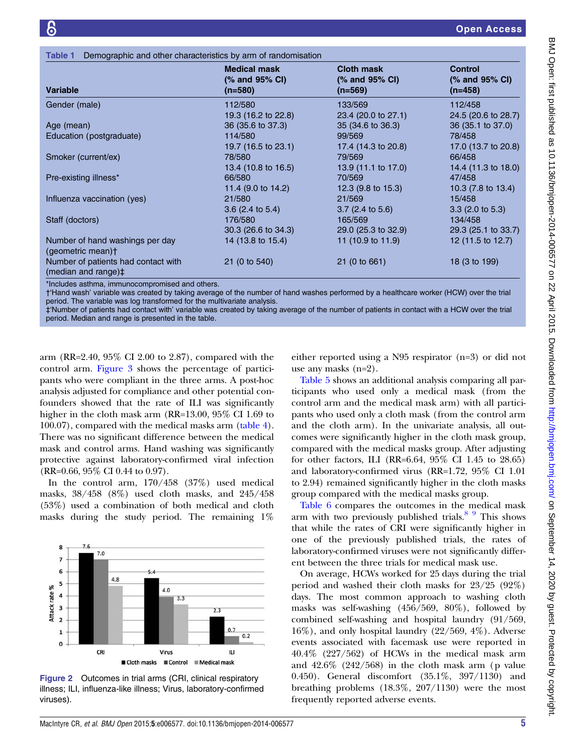**Table 1** Demographic and other characteristics by arm of randomisation

| Variable | Medical mask (% and 95% CI) (n=580) | Cloth mask (% and 95% CI) (n=569) | Control (% and 95% CI) (n=458) |
|---|---|---|---|
| Gender (male) | 112/580<br>19.3 (16.2 to 22.8) | 133/569<br>23.4 (20.0 to 27.1) | 112/458<br>24.5 (20.6 to 28.7) |
| Age (mean) | 36 (35.6 to 37.3) | 35 (34.6 to 36.3) | 36 (35.1 to 37.0) |
| Education (postgraduate) | 114/580<br>19.7 (16.5 to 23.1) | 99/569<br>17.4 (14.3 to 20.8) | 78/458<br>17.0 (13.7 to 20.8) |
| Smoker (current/ex) | 78/580<br>13.4 (10.8 to 16.5) | 79/569<br>13.9 (11.1 to 17.0) | 66/458<br>14.4 (11.3 to 18.0) |
| Pre-existing illness* | 66/580<br>11.4 (9.0 to 14.2) | 70/569<br>12.3 (9.8 to 15.3) | 47/458<br>10.3 (7.8 to 13.4) |
| Influenza vaccination (yes) | 21/580<br>3.6 (2.4 to 5.4) | 21/569<br>3.7 (2.4 to 5.6) | 15/458<br>3.3 (2.0 to 5.3) |
| Staff (doctors) | 176/580<br>30.3 (26.6 to 34.3) | 165/569<br>29.0 (25.3 to 32.9) | 134/458<br>29.3 (25.1 to 33.7) |
| Number of hand washings per day (geometric mean)† | 14 (13.8 to 15.4) | 11 (10.9 to 11.9) | 12 (11.5 to 12.7) |
| Number of patients had contact with (median and range)‡ | 21 (0 to 540) | 21 (0 to 661) | 18 (3 to 199) |

*Includes asthma, immunocompromised and others.
†'Hand wash' variable was created by taking average of the number of hand washes performed by a healthcare worker (HCW) over the trial period. The variable was log transformed for the multivariate analysis.
‡'Number of patients had contact with' variable was created by taking average of the number of patients in contact with a HCW over the trial period. Median and range is presented in the table.

arm (RR=2.40, 95% CI 2.00 to 2.87), compared with the control arm. Figure 3 shows the percentage of participants who were compliant in the three arms. A post-hoc analysis adjusted for compliance and other potential confounders showed that the rate of ILI was significantly higher in the cloth mask arm (RR=13.00, 95% CI 1.69 to 100.07), compared with the medical masks arm (table 4). There was no significant difference between the medical mask and control arms. Hand washing was significantly protective against laboratory-confirmed viral infection (RR=0.66, 95% CI 0.44 to 0.97).

In the control arm, 170/458 (37%) used medical masks, 38/458 (8%) used cloth masks, and 245/458 (53%) used a combination of both medical and cloth masks during the study period. The remaining 1% either reported using a N95 respirator (n=3) or did not use any masks (n=2).

Figure 2 Outcomes in trial arms (CRI, clinical respiratory illness; ILI, influenza-like illness; Virus, laboratory-confirmed viruses).

Table 5 shows an additional analysis comparing all participants who used only a medical mask (from the control arm and the medical mask arm) with all participants who used only a cloth mask (from the control arm and the cloth arm). In the univariate analysis, all outcomes were significantly higher in the cloth mask group, compared with the medical masks group. After adjusting for other factors, ILI (RR=6.64, 95% CI 1.45 to 28.65) and laboratory-confirmed virus (RR=1.72, 95% CI 1.01 to 2.94) remained significantly higher in the cloth masks group compared with the medical masks group.

Table 6 compares the outcomes in the medical mask arm with two previously published trials.[8,9] This shows that while the rates of CRI were significantly higher in one of the previously published trials, the rates of laboratory-confirmed viruses were not significantly different between the three trials for medical mask use.

On average, HCWs worked for 25 days during the trial period and washed their cloth masks for 23/25 (92%) days. The most common approach to washing cloth masks was self-washing (456/569, 80%), followed by combined self-washing and hospital laundry (91/569, 16%), and only hospital laundry (22/569, 4%). Adverse events associated with facemask use were reported in 40.4% (227/562) of HCWs in the medical mask arm and 42.6% (242/568) in the cloth mask arm (p value 0.450). General discomfort (35.1%, 397/1130) and breathing problems (18.3%, 207/1130) were the most frequently reported adverse events.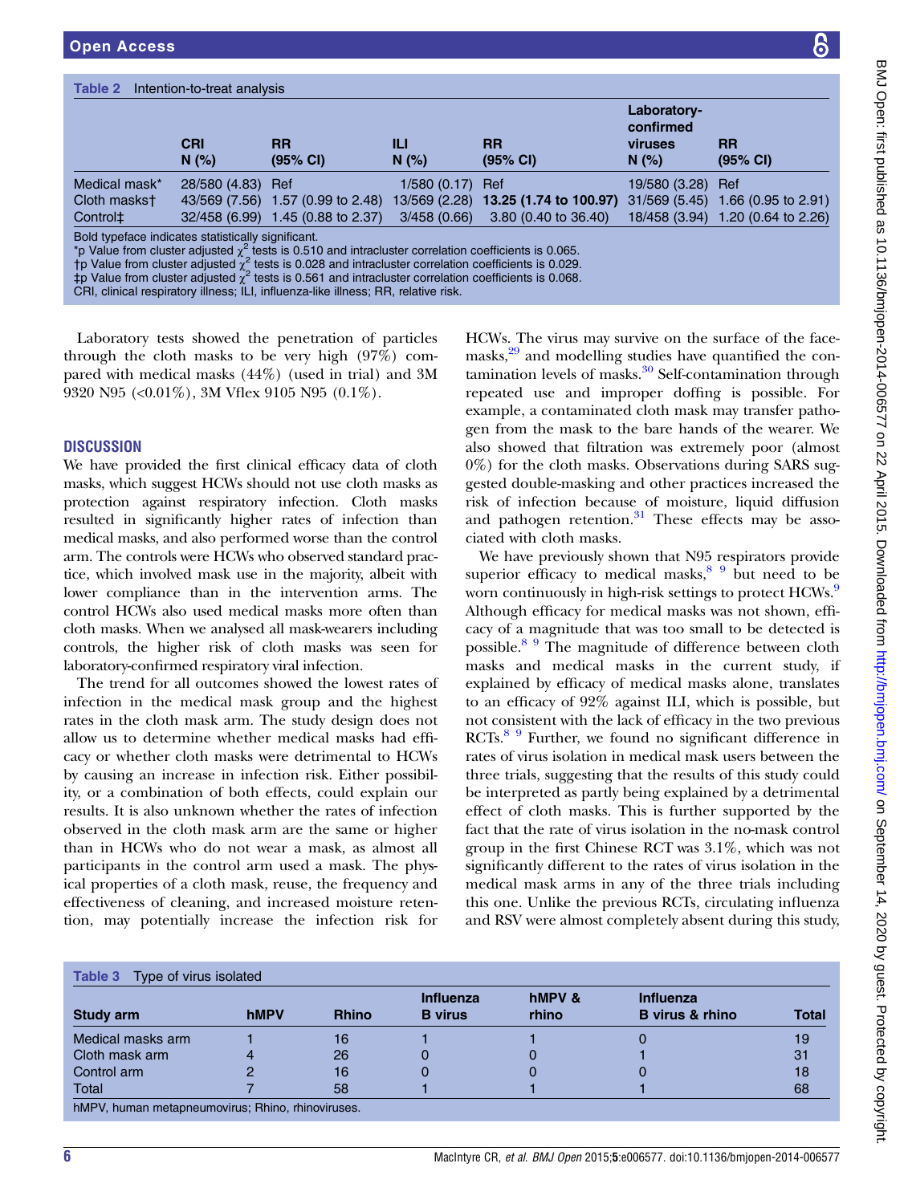**Table 2** Intention-to-treat analysis

| | CRI N (%) | RR (95% CI) | ILI N (%) | RR (95% CI) | Laboratory-confirmed viruses N (%) | RR (95% CI) |
|---|---|---|---|---|---|---|
| Medical mask* | 28/580 (4.83) | Ref | 1/580 (0.17) | Ref | 19/580 (3.28) | Ref |
| Cloth masks† | 43/569 (7.56) | 1.57 (0.99 to 2.48) | 13/569 (2.28) | **13.25 (1.74 to 100.97)** | 31/569 (5.45) | 1.66 (0.95 to 2.91) |
| Control‡ | 32/458 (6.99) | 1.45 (0.88 to 2.37) | 3/458 (0.66) | 3.80 (0.40 to 36.40) | 18/458 (3.94) | 1.20 (0.64 to 2.26) |

Bold typeface indicates statistically significant.
*p Value from cluster adjusted $\chi^2$ tests is 0.510 and intracluster correlation coefficients is 0.065.
†p Value from cluster adjusted $\chi^2$ tests is 0.028 and intracluster correlation coefficients is 0.029.
‡p Value from cluster adjusted $\chi^2$ tests is 0.561 and intracluster correlation coefficients is 0.068.
CRI, clinical respiratory illness; ILI, influenza-like illness; RR, relative risk.

Laboratory tests showed the penetration of particles through the cloth masks to be very high (97%) compared with medical masks (44%) (used in trial) and 3M 9320 N95 (<0.01%), 3M Vflex 9105 N95 (0.1%).

## DISCUSSION

We have provided the first clinical efficacy data of cloth masks, which suggest HCWs should not use cloth masks as protection against respiratory infection. Cloth masks resulted in significantly higher rates of infection than medical masks, and also performed worse than the control arm. The controls were HCWs who observed standard practice, which involved mask use in the majority, albeit with lower compliance than in the intervention arms. The control HCWs also used medical masks more often than cloth masks. When we analysed all mask-wearers including controls, the higher risk of cloth masks was seen for laboratory-confirmed respiratory viral infection.

The trend for all outcomes showed the lowest rates of infection in the medical mask group and the highest rates in the cloth mask arm. The study design does not allow us to determine whether medical masks had efficacy or whether cloth masks were detrimental to HCWs by causing an increase in infection risk. Either possibility, or a combination of both effects, could explain our results. It is also unknown whether the rates of infection observed in the cloth mask arm are the same or higher than in HCWs who do not wear a mask, as almost all participants in the control arm used a mask. The physical properties of a cloth mask, reuse, the frequency and effectiveness of cleaning, and increased moisture retention, may potentially increase the infection risk for HCWs. The virus may survive on the surface of the facemasks,[29] and modelling studies have quantified the contamination levels of masks.[30] Self-contamination through repeated use and improper doffing is possible. For example, a contaminated cloth mask may transfer pathogen from the mask to the bare hands of the wearer. We also showed that filtration was extremely poor (almost 0%) for the cloth masks. Observations during SARS suggested double-masking and other practices increased the risk of infection because of moisture, liquid diffusion and pathogen retention.[31] These effects may be associated with cloth masks.

We have previously shown that N95 respirators provide superior efficacy to medical masks,[8 9] but need to be worn continuously in high-risk settings to protect HCWs.[9] Although efficacy for medical masks was not shown, efficacy of a magnitude that was too small to be detected is possible.[8 9] The magnitude of difference between cloth masks and medical masks in the current study, if explained by efficacy of medical masks alone, translates to an efficacy of 92% against ILI, which is possible, but not consistent with the lack of efficacy in the two previous RCTs.[8 9] Further, we found no significant difference in rates of virus isolation in medical mask users between the three trials, suggesting that the results of this study could be interpreted as partly being explained by a detrimental effect of cloth masks. This is further supported by the fact that the rate of virus isolation in the no-mask control group in the first Chinese RCT was 3.1%, which was not significantly different to the rates of virus isolation in the medical mask arms in any of the three trials including this one. Unlike the previous RCTs, circulating influenza and RSV were almost completely absent during this study,

**Table 3** Type of virus isolated

| Study arm | hMPV | Rhino | Influenza B virus | hMPV & rhino | Influenza B virus & rhino | Total |
|---|---|---|---|---|---|---|
| Medical masks arm | 1 | 16 | 1 | 1 | 0 | 19 |
| Cloth mask arm | 4 | 26 | 0 | 0 | 1 | 31 |
| Control arm | 2 | 16 | 0 | 0 | 0 | 18 |
| Total | 7 | 58 | 1 | 1 | 1 | 68 |

hMPV, human metapneumovirus; Rhino, rhinoviruses.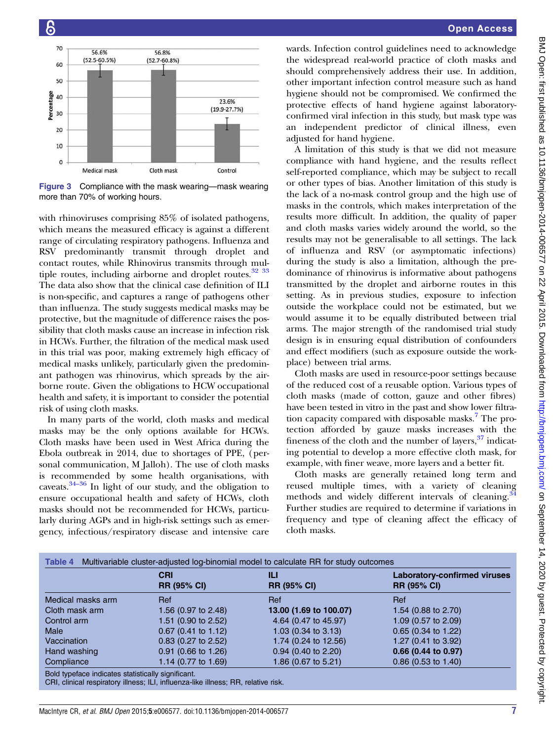Figure 3 Compliance with the mask wearing—mask wearing more than 70% of working hours.

with rhinoviruses comprising 85% of isolated pathogens, which means the measured efficacy is against a different range of circulating respiratory pathogens. Influenza and RSV predominantly transmit through droplet and contact routes, while Rhinovirus transmits through multiple routes, including airborne and droplet routes.[32 33] The data also show that the clinical case definition of ILI is non-specific, and captures a range of pathogens other than influenza. The study suggests medical masks may be protective, but the magnitude of difference raises the possibility that cloth masks cause an increase in infection risk in HCWs. Further, the filtration of the medical mask used in this trial was poor, making extremely high efficacy of medical masks unlikely, particularly given the predominant pathogen was rhinovirus, which spreads by the airborne route. Given the obligations to HCW occupational health and safety, it is important to consider the potential risk of using cloth masks.

In many parts of the world, cloth masks and medical masks may be the only options available for HCWs. Cloth masks have been used in West Africa during the Ebola outbreak in 2014, due to shortages of PPE, (personal communication, M Jalloh). The use of cloth masks is recommended by some health organisations, with caveats.[34–36] In light of our study, and the obligation to ensure occupational health and safety of HCWs, cloth masks should not be recommended for HCWs, particularly during AGPs and in high-risk settings such as emergency, infectious/respiratory disease and intensive care wards. Infection control guidelines need to acknowledge the widespread real-world practice of cloth masks and should comprehensively address their use. In addition, other important infection control measure such as hand hygiene should not be compromised. We confirmed the protective effects of hand hygiene against laboratory-confirmed viral infection in this study, but mask type was an independent predictor of clinical illness, even adjusted for hand hygiene.

A limitation of this study is that we did not measure compliance with hand hygiene, and the results reflect self-reported compliance, which may be subject to recall or other types of bias. Another limitation of this study is the lack of a no-mask control group and the high use of masks in the controls, which makes interpretation of the results more difficult. In addition, the quality of paper and cloth masks varies widely around the world, so the results may not be generalisable to all settings. The lack of influenza and RSV (or asymptomatic infections) during the study is also a limitation, although the predominance of rhinovirus is informative about pathogens transmitted by the droplet and airborne routes in this setting. As in previous studies, exposure to infection outside the workplace could not be estimated, but we would assume it to be equally distributed between trial arms. The major strength of the randomised trial study design is in ensuring equal distribution of confounders and effect modifiers (such as exposure outside the workplace) between trial arms.

Cloth masks are used in resource-poor settings because of the reduced cost of a reusable option. Various types of cloth masks (made of cotton, gauze and other fibres) have been tested in vitro in the past and show lower filtration capacity compared with disposable masks.[7] The protection afforded by gauze masks increases with the fineness of the cloth and the number of layers,[37] indicating potential to develop a more effective cloth mask, for example, with finer weave, more layers and a better fit.

Cloth masks are generally retained long term and reused multiple times, with a variety of cleaning methods and widely different intervals of cleaning.[34] Further studies are required to determine if variations in frequency and type of cleaning affect the efficacy of cloth masks.

**Table 4** Multivariable cluster-adjusted log-binomial model to calculate RR for study outcomes

| | CRI RR (95% CI) | ILI RR (95% CI) | Laboratory-confirmed viruses RR (95% CI) |
|---|---|---|---|
| Medical masks arm | Ref | Ref | Ref |
| Cloth mask arm | 1.56 (0.97 to 2.48) | **13.00 (1.69 to 100.07)** | 1.54 (0.88 to 2.70) |
| Control arm | 1.51 (0.90 to 2.52) | 4.64 (0.47 to 45.97) | 1.09 (0.57 to 2.09) |
| Male | 0.67 (0.41 to 1.12) | 1.03 (0.34 to 3.13) | 0.65 (0.34 to 1.22) |
| Vaccination | 0.83 (0.27 to 2.52) | 1.74 (0.24 to 12.56) | 1.27 (0.41 to 3.92) |
| Hand washing | 0.91 (0.66 to 1.26) | 0.94 (0.40 to 2.20) | **0.66 (0.44 to 0.97)** |
| Compliance | 1.14 (0.77 to 1.69) | 1.86 (0.67 to 5.21) | 0.86 (0.53 to 1.40) |

Bold typeface indicates statistically significant.
CRI, clinical respiratory illness; ILI, influenza-like illness; RR, relative risk.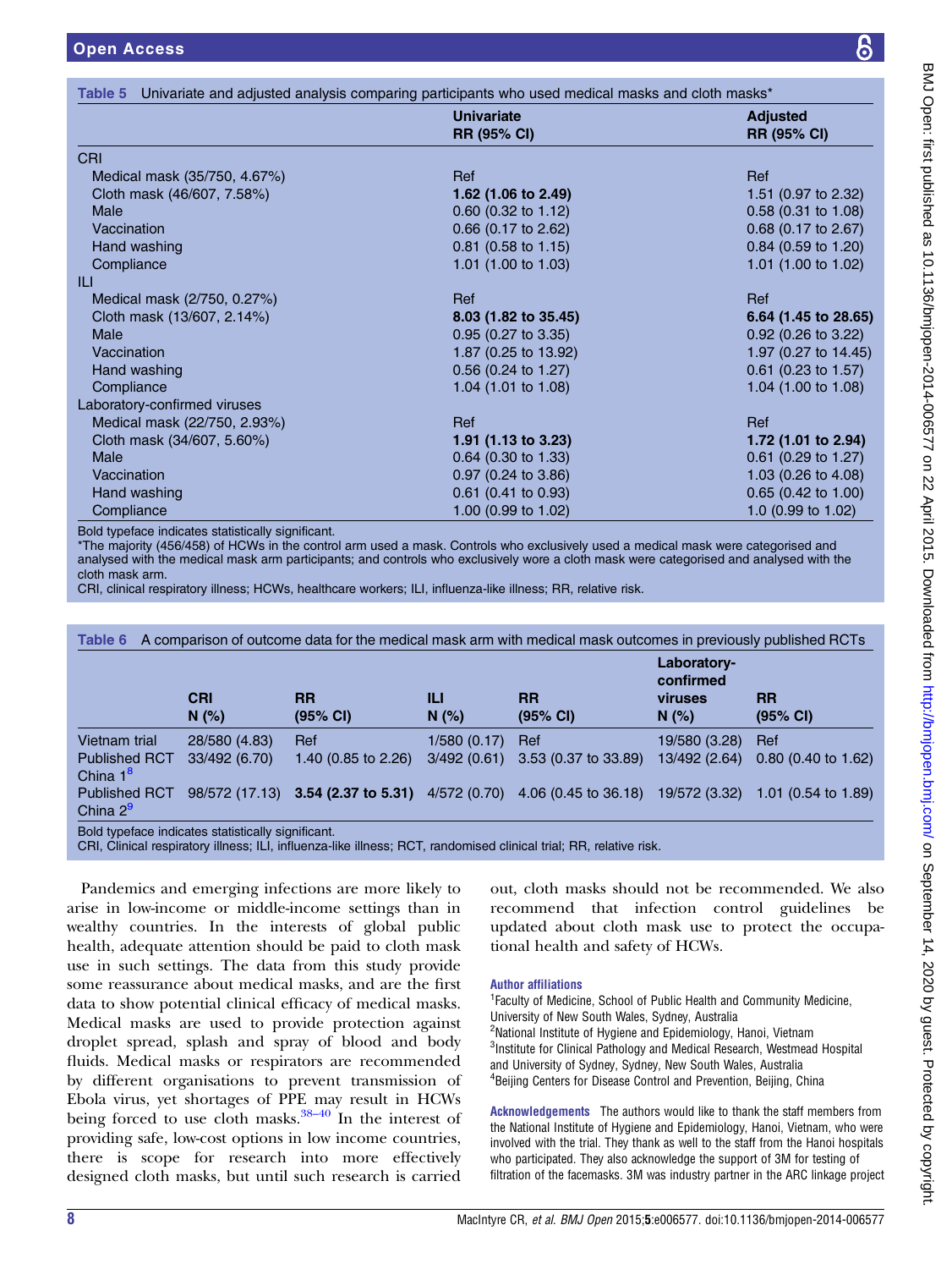**Table 5** Univariate and adjusted analysis comparing participants who used medical masks and cloth masks*

| | Univariate RR (95% CI) | Adjusted RR (95% CI) |
|---|---|---|
| CRI | | |
| Medical mask (35/750, 4.67%) | Ref | Ref |
| Cloth mask (46/607, 7.58%) | **1.62 (1.06 to 2.49)** | 1.51 (0.97 to 2.32) |
| Male | 0.60 (0.32 to 1.12) | 0.58 (0.31 to 1.08) |
| Vaccination | 0.66 (0.17 to 2.62) | 0.68 (0.17 to 2.67) |
| Hand washing | 0.81 (0.58 to 1.15) | 0.84 (0.59 to 1.20) |
| Compliance | 1.01 (1.00 to 1.03) | 1.01 (1.00 to 1.02) |
| ILI | | |
| Medical mask (2/750, 0.27%) | Ref | Ref |
| Cloth mask (13/607, 2.14%) | **8.03 (1.82 to 35.45)** | **6.64 (1.45 to 28.65)** |
| Male | 0.95 (0.27 to 3.35) | 0.92 (0.26 to 3.22) |
| Vaccination | 1.87 (0.25 to 13.92) | 1.97 (0.27 to 14.45) |
| Hand washing | 0.56 (0.24 to 1.27) | 0.61 (0.23 to 1.57) |
| Compliance | 1.04 (1.01 to 1.08) | 1.04 (1.00 to 1.08) |
| Laboratory-confirmed viruses | | |
| Medical mask (22/750, 2.93%) | Ref | Ref |
| Cloth mask (34/607, 5.60%) | **1.91 (1.13 to 3.23)** | **1.72 (1.01 to 2.94)** |
| Male | 0.64 (0.30 to 1.33) | 0.61 (0.29 to 1.27) |
| Vaccination | 0.97 (0.24 to 3.86) | 1.03 (0.26 to 4.08) |
| Hand washing | 0.61 (0.41 to 0.93) | 0.65 (0.42 to 1.00) |
| Compliance | 1.00 (0.99 to 1.02) | 1.0 (0.99 to 1.02) |

Bold typeface indicates statistically significant.
*The majority (456/458) of HCWs in the control arm used a mask. Controls who exclusively used a medical mask were categorised and analysed with the medical mask arm participants; and controls who exclusively wore a cloth mask were categorised and analysed with the cloth mask arm.
CRI, clinical respiratory illness; HCWs, healthcare workers; ILI, influenza-like illness; RR, relative risk.

**Table 6** A comparison of outcome data for the medical mask arm with medical mask outcomes in previously published RCTs

| | CRI N (%) | RR (95% CI) | ILI N (%) | RR (95% CI) | Laboratory-confirmed viruses N (%) | RR (95% CI) |
|---|---|---|---|---|---|---|
| Vietnam trial | 28/580 (4.83) | Ref | 1/580 (0.17) | Ref | 19/580 (3.28) | Ref |
| Published RCT China 1[8] | 33/492 (6.70) | 1.40 (0.85 to 2.26) | 3/492 (0.61) | 3.53 (0.37 to 33.89) | 13/492 (2.64) | 0.80 (0.40 to 1.62) |
| Published RCT China 2[9] | 98/572 (17.13) | **3.54 (2.37 to 5.31)** | 4/572 (0.70) | 4.06 (0.45 to 36.18) | 19/572 (3.32) | 1.01 (0.54 to 1.89) |

Bold typeface indicates statistically significant.
CRI, Clinical respiratory illness; ILI, influenza-like illness; RCT, randomised clinical trial; RR, relative risk.

Pandemics and emerging infections are more likely to arise in low-income or middle-income settings than in wealthy countries. In the interests of global public health, adequate attention should be paid to cloth mask use in such settings. The data from this study provide some reassurance about medical masks, and are the first data to show potential clinical efficacy of medical masks. Medical masks are used to provide protection against droplet spread, splash and spray of blood and body fluids. Medical masks or respirators are recommended by different organisations to prevent transmission of Ebola virus, yet shortages of PPE may result in HCWs being forced to use cloth masks.[38–40] In the interest of providing safe, low-cost options in low income countries, there is scope for research into more effectively designed cloth masks, but until such research is carried out, cloth masks should not be recommended. We also recommend that infection control guidelines be updated about cloth mask use to protect the occupational health and safety of HCWs.

### Author affiliations

[1]Faculty of Medicine, School of Public Health and Community Medicine, University of New South Wales, Sydney, Australia
[2]National Institute of Hygiene and Epidemiology, Hanoi, Vietnam
[3]Institute for Clinical Pathology and Medical Research, Westmead Hospital and University of Sydney, Sydney, New South Wales, Australia
[4]Beijing Centers for Disease Control and Prevention, Beijing, China

**Acknowledgements** The authors would like to thank the staff members from the National Institute of Hygiene and Epidemiology, Hanoi, Vietnam, who were involved with the trial. They thank as well to the staff from the Hanoi hospitals who participated. They also acknowledge the support of 3M for testing of filtration of the facemasks. 3M was industry partner in the ARC linkage project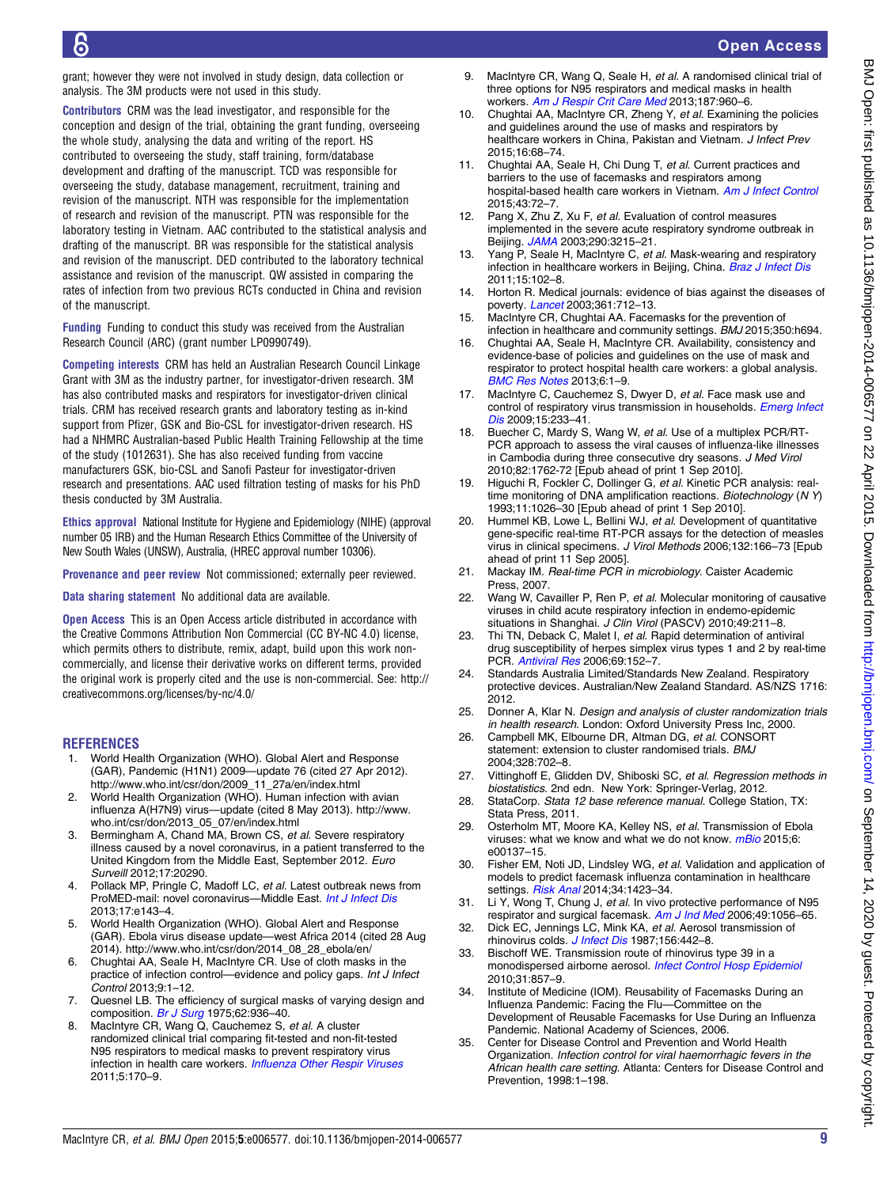grant; however they were not involved in study design, data collection or analysis. The 3M products were not used in this study.

**Contributors** CRM was the lead investigator, and responsible for the conception and design of the trial, obtaining the grant funding, overseeing the whole study, analysing the data and writing of the report. HS contributed to overseeing the study, staff training, form/database development and drafting of the manuscript. TCD was responsible for overseeing the study, database management, recruitment, training and revision of the manuscript. NTH was responsible for the implementation of research and revision of the manuscript. PTN was responsible for the laboratory testing in Vietnam. AAC contributed to the statistical analysis and drafting of the manuscript. BR was responsible for the statistical analysis and revision of the manuscript. DED contributed to the laboratory technical assistance and revision of the manuscript. QW assisted in comparing the rates of infection from two previous RCTs conducted in China and revision of the manuscript.

**Funding** Funding to conduct this study was received from the Australian Research Council (ARC) (grant number LP0990749).

**Competing interests** CRM has held an Australian Research Council Linkage Grant with 3M as the industry partner, for investigator-driven research. 3M has also contributed masks and respirators for investigator-driven clinical trials. CRM has received research grants and laboratory testing as in-kind support from Pfizer, GSK and Bio-CSL for investigator-driven research. HS had a NHMRC Australian-based Public Health Training Fellowship at the time of the study (1012631). She has also received funding from vaccine manufacturers GSK, bio-CSL and Sanofi Pasteur for investigator-driven research and presentations. AAC used filtration testing of masks for his PhD thesis conducted by 3M Australia.

**Ethics approval** National Institute for Hygiene and Epidemiology (NIHE) (approval number 05 IRB) and the Human Research Ethics Committee of the University of New South Wales (UNSW), Australia, (HREC approval number 10306).

**Provenance and peer review** Not commissioned; externally peer reviewed.

**Data sharing statement** No additional data are available.

**Open Access** This is an Open Access article distributed in accordance with the Creative Commons Attribution Non Commercial (CC BY-NC 4.0) license, which permits others to distribute, remix, adapt, build upon this work non-commercially, and license their derivative works on different terms, provided the original work is properly cited and the use is non-commercial. See: http://creativecommons.org/licenses/by-nc/4.0/

## REFERENCES

1. World Health Organization (WHO). Global Alert and Response (GAR), Pandemic (H1N1) 2009—update 76 (cited 27 Apr 2012). http://www.who.int/csr/don/2009_11_27a/en/index.html
2. World Health Organization (WHO). Human infection with avian influenza A(H7N9) virus—update (cited 8 May 2013). http://www.who.int/csr/don/2013_05_07/en/index.html
3. Bermingham A, Chand MA, Brown CS, *et al.* Severe respiratory illness caused by a novel coronavirus, in a patient transferred to the United Kingdom from the Middle East, September 2012. *Euro Surveill* 2012;17:20290.
4. Pollack MP, Pringle C, Madoff LC, *et al.* Latest outbreak news from ProMED-mail: novel coronavirus—Middle East. *Int J Infect Dis* 2013;17:e143–4.
5. World Health Organization (WHO). Global Alert and Response (GAR). Ebola virus disease update—west Africa 2014 (cited 28 Aug 2014). http://www.who.int/csr/don/2014_08_28_ebola/en/
6. Chughtai AA, Seale H, MacIntyre CR. Use of cloth masks in the practice of infection control—evidence and policy gaps. *Int J Infect Control* 2013;9:1–12.
7. Quesnel LB. The efficiency of surgical masks of varying design and composition. *Br J Surg* 1975;62:936–40.
8. MacIntyre CR, Wang Q, Cauchemez S, *et al.* A cluster randomized clinical trial comparing fit-tested and non-fit-tested N95 respirators to medical masks to prevent respiratory virus infection in health care workers. *Influenza Other Respir Viruses* 2011;5:170–9.
9. MacIntyre CR, Wang Q, Seale H, *et al.* A randomised clinical trial of three options for N95 respirators and medical masks in health workers. *Am J Respir Crit Care Med* 2013;187:960–6.
10. Chughtai AA, MacIntyre CR, Zheng Y, *et al.* Examining the policies and guidelines around the use of masks and respirators by healthcare workers in China, Pakistan and Vietnam. *J Infect Prev* 2015;16:68–74.
11. Chughtai AA, Seale H, Chi Dung T, *et al.* Current practices and barriers to the use of facemasks and respirators among hospital-based health care workers in Vietnam. *Am J Infect Control* 2015;43:72–7.
12. Pang X, Zhu Z, Xu F, *et al.* Evaluation of control measures implemented in the severe acute respiratory syndrome outbreak in Beijing. *JAMA* 2003;290:3215–21.
13. Yang P, Seale H, MacIntyre C, *et al.* Mask-wearing and respiratory infection in healthcare workers in Beijing, China. *Braz J Infect Dis* 2011;15:102–8.
14. Horton R. Medical journals: evidence of bias against the diseases of poverty. *Lancet* 2003;361:712–13.
15. MacIntyre CR, Chughtai AA. Facemasks for the prevention of infection in healthcare and community settings. *BMJ* 2015;350:h694.
16. Chughtai AA, Seale H, MacIntyre CR. Availability, consistency and evidence-base of policies and guidelines on the use of mask and respirator to protect hospital health care workers: a global analysis. *BMC Res Notes* 2013;6:1–9.
17. MacIntyre C, Cauchemez S, Dwyer D, *et al.* Face mask use and control of respiratory virus transmission in households. *Emerg Infect Dis* 2009;15:233–41.
18. Buecher C, Mardy S, Wang W, *et al.* Use of a multiplex PCR/RT-PCR approach to assess the viral causes of influenza-like illnesses in Cambodia during three consecutive dry seasons. *J Med Virol* 2010;82:1762–72 [Epub ahead of print 1 Sep 2010].
19. Higuchi R, Fockler C, Dollinger G, *et al.* Kinetic PCR analysis: real-time monitoring of DNA amplification reactions. *Biotechnology* (*N Y*) 1993;11:1026–30 [Epub ahead of print 1 Sep 2010].
20. Hummel KB, Lowe L, Bellini WJ, *et al.* Development of quantitative gene-specific real-time RT-PCR assays for the detection of measles virus in clinical specimens. *J Virol Methods* 2006;132:166–73 [Epub ahead of print 11 Sep 2005].
21. Mackay IM. *Real-time PCR in microbiology.* Caister Academic Press, 2007.
22. Wang W, Cavailler P, Ren P, *et al.* Molecular monitoring of causative viruses in child acute respiratory infection in endemo-epidemic situations in Shanghai. *J Clin Virol* (PASCV) 2010;49:211–8.
23. Thi TN, Deback C, Malet I, *et al.* Rapid determination of antiviral drug susceptibility of herpes simplex virus types 1 and 2 by real-time PCR. *Antiviral Res* 2006;69:152–7.
24. Standards Australia Limited/Standards New Zealand. Respiratory protective devices. Australian/New Zealand Standard. AS/NZS 1716: 2012.
25. Donner A, Klar N. *Design and analysis of cluster randomization trials in health research.* London: Oxford University Press Inc, 2000.
26. Campbell MK, Elbourne DR, Altman DG, *et al.* CONSORT statement: extension to cluster randomised trials. *BMJ* 2004;328:702–8.
27. Vittinghoff E, Glidden DV, Shiboski SC, *et al. Regression methods in biostatistics.* 2nd edn. New York: Springer-Verlag, 2012.
28. StataCorp. *Stata 12 base reference manual.* College Station, TX: Stata Press, 2011.
29. Osterholm MT, Moore KA, Kelley NS, *et al.* Transmission of Ebola viruses: what we know and what we do not know. *mBio* 2015;6: e00137–15.
30. Fisher EM, Noti JD, Lindsley WG, *et al.* Validation and application of models to predict facemask influenza contamination in healthcare settings. *Risk Anal* 2014;34:1423–34.
31. Li Y, Wong T, Chung J, *et al.* In vivo protective performance of N95 respirator and surgical facemask. *Am J Ind Med* 2006;49:1056–65.
32. Dick EC, Jennings LC, Mink KA, *et al.* Aerosol transmission of rhinovirus colds. *J Infect Dis* 1987;156:442–8.
33. Bischoff WE. Transmission route of rhinovirus type 39 in a monodispersed airborne aerosol. *Infect Control Hosp Epidemiol* 2010;31:857–9.
34. Institute of Medicine (IOM). Reusability of Facemasks During an Influenza Pandemic: Facing the Flu—Committee on the Development of Reusable Facemasks for Use During an Influenza Pandemic. National Academy of Sciences, 2006.
35. Center for Disease Control and Prevention and World Health Organization. *Infection control for viral haemorrhagic fevers in the African health care setting.* Atlanta: Centers for Disease Control and Prevention, 1998:1–198.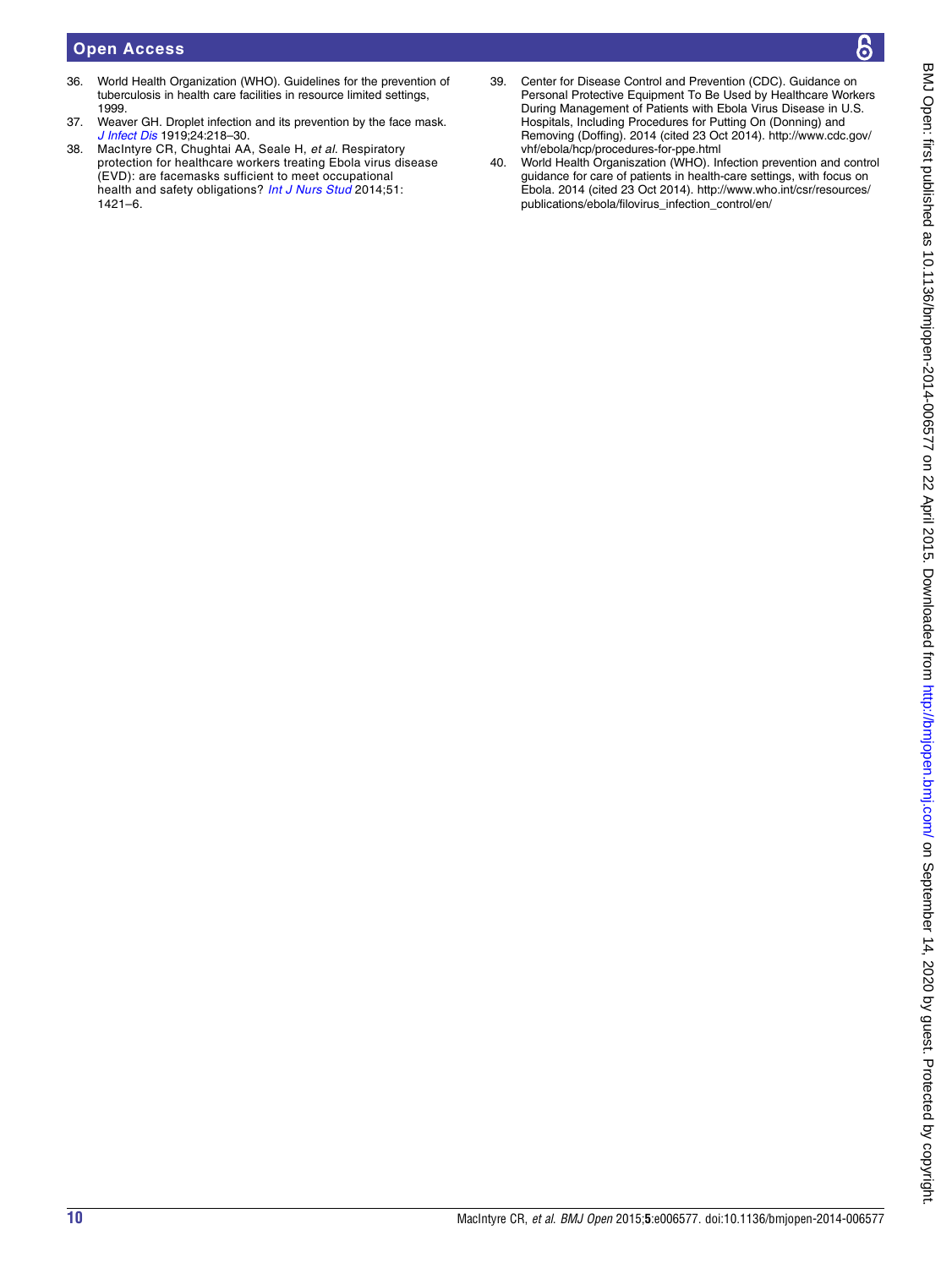36. World Health Organization (WHO). Guidelines for the prevention of tuberculosis in health care facilities in resource limited settings, 1999.
37. Weaver GH. Droplet infection and its prevention by the face mask. *J Infect Dis* 1919;24:218–30.
38. MacIntyre CR, Chughtai AA, Seale H, *et al*. Respiratory protection for healthcare workers treating Ebola virus disease (EVD): are facemasks sufficient to meet occupational health and safety obligations? *Int J Nurs Stud* 2014;51:1421–6.
39. Center for Disease Control and Prevention (CDC). Guidance on Personal Protective Equipment To Be Used by Healthcare Workers During Management of Patients with Ebola Virus Disease in U.S. Hospitals, Including Procedures for Putting On (Donning) and Removing (Doffing). 2014 (cited 23 Oct 2014). http://www.cdc.gov/vhf/ebola/hcp/procedures-for-ppe.html
40. World Health Organiszation (WHO). Infection prevention and control guidance for care of patients in health-care settings, with focus on Ebola. 2014 (cited 23 Oct 2014). http://www.who.int/csr/resources/publications/ebola/filovirus_infection_control/en/